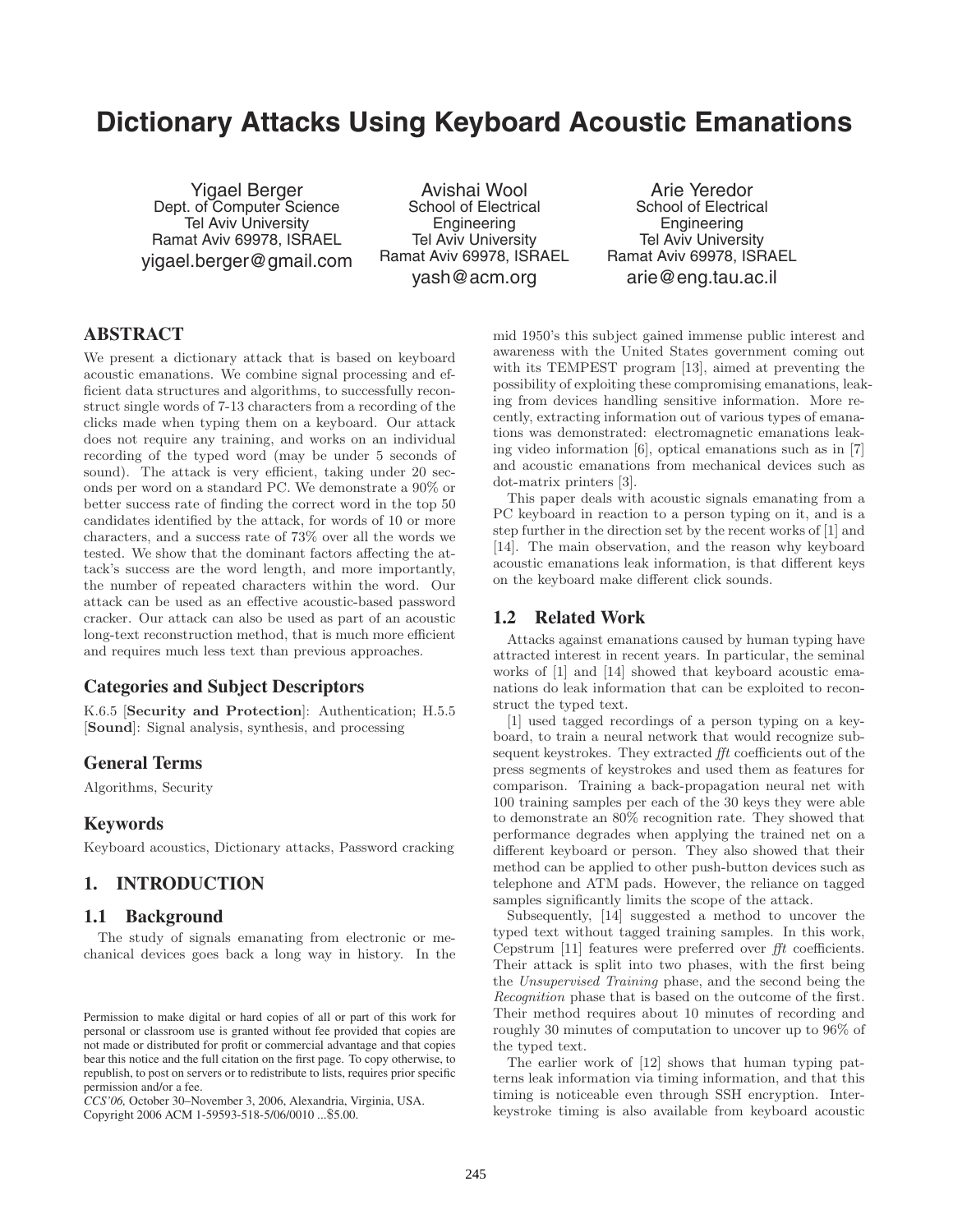# Dictionary Attacks Using Keyboard Acoustic Emanations

Yigael Berger
Dept. of Computer Science
Tel Aviv University
Ramat Aviv 69978, ISRAEL
yigael.berger@gmail.com

Avishai Wool
School of Electrical Engineering
Tel Aviv University
Ramat Aviv 69978, ISRAEL
yash@acm.org

Arie Yeredor
School of Electrical Engineering
Tel Aviv University
Ramat Aviv 69978, ISRAEL
arie@eng.tau.ac.il

## ABSTRACT

We present a dictionary attack that is based on keyboard acoustic emanations. We combine signal processing and efficient data structures and algorithms, to successfully reconstruct single words of 7-13 characters from a recording of the clicks made when typing them on a keyboard. Our attack does not require any training, and works on an individual recording of the typed word (may be under 5 seconds of sound). The attack is very efficient, taking under 20 seconds per word on a standard PC. We demonstrate a 90% or better success rate of finding the correct word in the top 50 candidates identified by the attack, for words of 10 or more characters, and a success rate of 73% over all the words we tested. We show that the dominant factors affecting the attack's success are the word length, and more importantly, the number of repeated characters within the word. Our attack can be used as an effective acoustic-based password cracker. Our attack can also be used as part of an acoustic long-text reconstruction method, that is much more efficient and requires much less text than previous approaches.

### Categories and Subject Descriptors

K.6.5 [**Security and Protection**]: Authentication; H.5.5 [**Sound**]: Signal analysis, synthesis, and processing

### General Terms

Algorithms, Security

### Keywords

Keyboard acoustics, Dictionary attacks, Password cracking

## 1. INTRODUCTION

### 1.1 Background

The study of signals emanating from electronic or mechanical devices goes back a long way in history. In the mid 1950's this subject gained immense public interest and awareness with the United States government coming out with its TEMPEST program [13], aimed at preventing the possibility of exploiting these compromising emanations, leaking from devices handling sensitive information. More recently, extracting information out of various types of emanations was demonstrated: electromagnetic emanations leaking video information [6], optical emanations such as in [7] and acoustic emanations from mechanical devices such as dot-matrix printers [3].

This paper deals with acoustic signals emanating from a PC keyboard in reaction to a person typing on it, and is a step further in the direction set by the recent works of [1] and [14]. The main observation, and the reason why keyboard acoustic emanations leak information, is that different keys on the keyboard make different click sounds.

### 1.2 Related Work

Attacks against emanations caused by human typing have attracted interest in recent years. In particular, the seminal works of [1] and [14] showed that keyboard acoustic emanations do leak information that can be exploited to reconstruct the typed text.

[1] used tagged recordings of a person typing on a keyboard, to train a neural network that would recognize subsequent keystrokes. They extracted *fft* coefficients out of the press segments of keystrokes and used them as features for comparison. Training a back-propagation neural net with 100 training samples per each of the 30 keys they were able to demonstrate an 80% recognition rate. They showed that performance degrades when applying the trained net on a different keyboard or person. They also showed that their method can be applied to other push-button devices such as telephone and ATM pads. However, the reliance on tagged samples significantly limits the scope of the attack.

Subsequently, [14] suggested a method to uncover the typed text without tagged training samples. In this work, Cepstrum [11] features were preferred over *fft* coefficients. Their attack is split into two phases, with the first being the *Unsupervised Training* phase, and the second being the *Recognition* phase that is based on the outcome of the first. Their method requires about 10 minutes of recording and roughly 30 minutes of computation to uncover up to 96% of the typed text.

The earlier work of [12] shows that human typing patterns leak information via timing information, and that this timing is noticeable even through SSH encryption. Inter-keystroke timing is also available from keyboard acoustic

Permission to make digital or hard copies of all or part of this work for personal or classroom use is granted without fee provided that copies are not made or distributed for profit or commercial advantage and that copies bear this notice and the full citation on the first page. To copy otherwise, to republish, to post on servers or to redistribute to lists, requires prior specific permission and/or a fee.
*CCS'06,* October 30–November 3, 2006, Alexandria, Virginia, USA.
Copyright 2006 ACM 1-59593-518-5/06/0010 ...$5.00.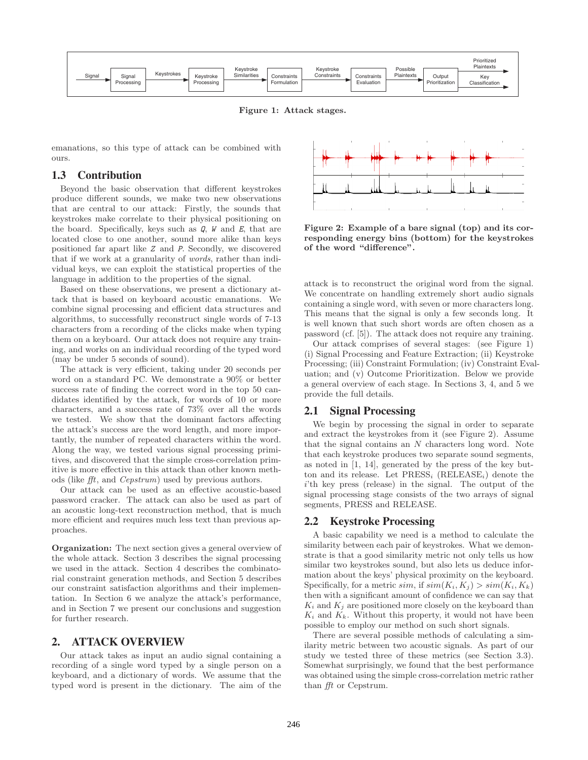Figure 1: Attack stages.

emanations, so this type of attack can be combined with ours.

## 1.3 Contribution

Beyond the basic observation that different keystrokes produce different sounds, we make two new observations that are central to our attack: Firstly, the sounds that keystrokes make correlate to their physical positioning on the board. Specifically, keys such as Q, W and E, that are located close to one another, sound more alike than keys positioned far apart like Z and P. Secondly, we discovered that if we work at a granularity of *words*, rather than individual keys, we can exploit the statistical properties of the language in addition to the properties of the signal.

Based on these observations, we present a dictionary attack that is based on keyboard acoustic emanations. We combine signal processing and efficient data structures and algorithms, to successfully reconstruct single words of 7-13 characters from a recording of the clicks make when typing them on a keyboard. Our attack does not require any training, and works on an individual recording of the typed word (may be under 5 seconds of sound).

The attack is very efficient, taking under 20 seconds per word on a standard PC. We demonstrate a 90% or better success rate of finding the correct word in the top 50 candidates identified by the attack, for words of 10 or more characters, and a success rate of 73% over all the words we tested. We show that the dominant factors affecting the attack's success are the word length, and more importantly, the number of repeated characters within the word. Along the way, we tested various signal processing primitives, and discovered that the simple cross-correlation primitive is more effective in this attack than other known methods (like *fft*, and *Cepstrum*) used by previous authors.

Our attack can be used as an effective acoustic-based password cracker. The attack can also be used as part of an acoustic long-text reconstruction method, that is much more efficient and requires much less text than previous approaches.

**Organization:** The next section gives a general overview of the whole attack. Section 3 describes the signal processing we used in the attack. Section 4 describes the combinatorial constraint generation methods, and Section 5 describes our constraint satisfaction algorithms and their implementation. In Section 6 we analyze the attack's performance, and in Section 7 we present our conclusions and suggestion for further research.

# 2. ATTACK OVERVIEW

Our attack takes as input an audio signal containing a recording of a single word typed by a single person on a keyboard, and a dictionary of words. We assume that the typed word is present in the dictionary. The aim of the attack is to reconstruct the original word from the signal. We concentrate on handling extremely short audio signals containing a single word, with seven or more characters long. This means that the signal is only a few seconds long. It is well known that such short words are often chosen as a password (cf. [5]). The attack does not require any training.

Figure 2: Example of a bare signal (top) and its corresponding energy bins (bottom) for the keystrokes of the word "difference".

Our attack comprises of several stages: (see Figure 1) (i) Signal Processing and Feature Extraction; (ii) Keystroke Processing; (iii) Constraint Formulation; (iv) Constraint Evaluation; and (v) Outcome Prioritization. Below we provide a general overview of each stage. In Sections 3, 4, and 5 we provide the full details.

## 2.1 Signal Processing

We begin by processing the signal in order to separate and extract the keystrokes from it (see Figure 2). Assume that the signal contains an $N$ characters long word. Note that each keystroke produces two separate sound segments, as noted in [1, 14], generated by the press of the key button and its release. Let $\text{PRESS}_i$ ($\text{RELEASE}_i$) denote the $i$'th key press (release) in the signal. The output of the signal processing stage consists of the two arrays of signal segments, PRESS and RELEASE.

## 2.2 Keystroke Processing

A basic capability we need is a method to calculate the similarity between each pair of keystrokes. What we demonstrate is that a good similarity metric not only tells us how similar two keystrokes sound, but also lets us deduce information about the keys' physical proximity on the keyboard. Specifically, for a metric $sim$, if $sim(K_i, K_j) > sim(K_i, K_k)$ then with a significant amount of confidence we can say that $K_i$ and $K_j$ are positioned more closely on the keyboard than $K_i$ and $K_k$. Without this property, it would not have been possible to employ our method on such short signals.

There are several possible methods of calculating a similarity metric between two acoustic signals. As part of our study we tested three of these metrics (see Section 3.3). Somewhat surprisingly, we found that the best performance was obtained using the simple cross-correlation metric rather than *fft* or Cepstrum.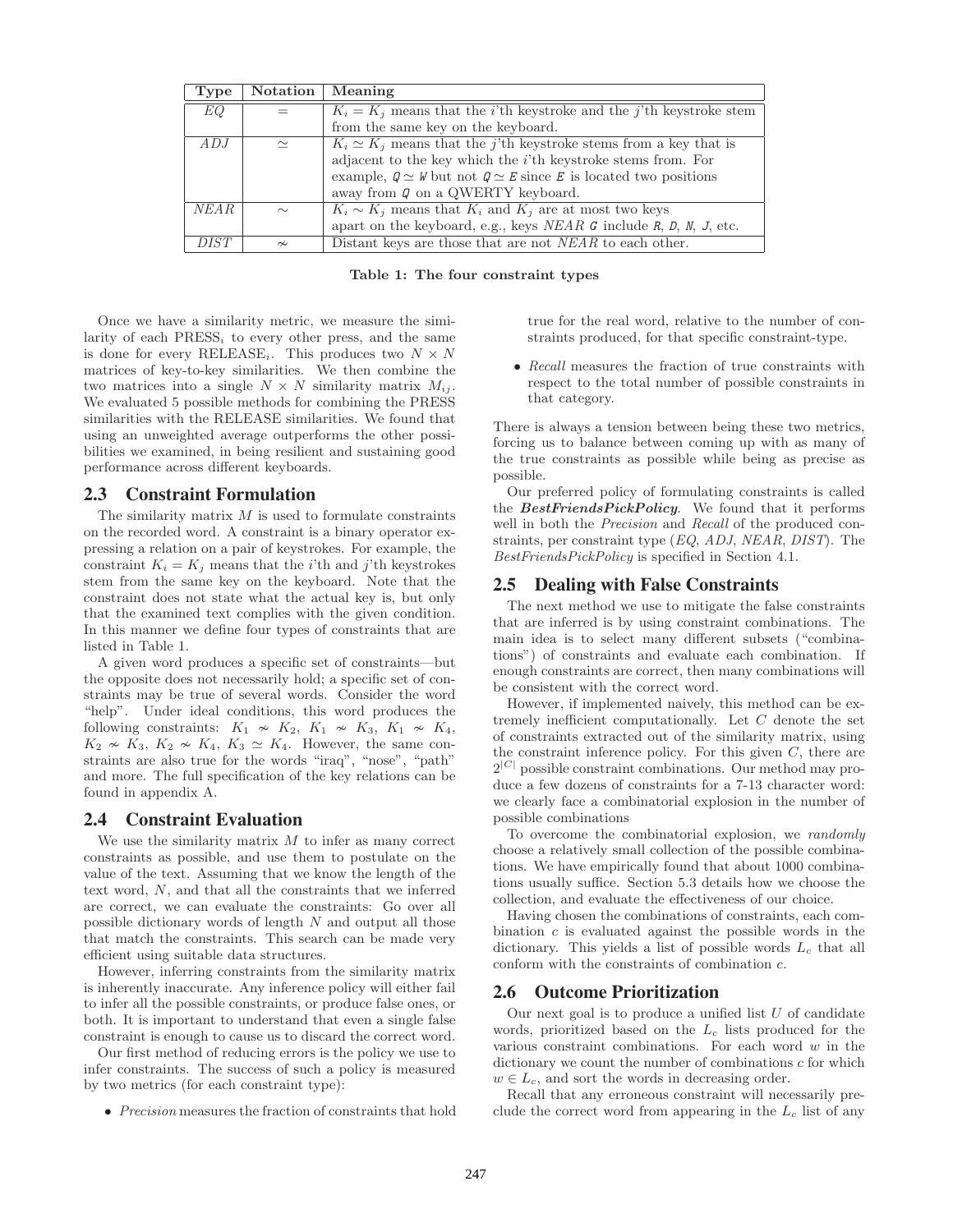| Type | Notation | Meaning |
|---|---|---|
| *EQ* | $=$ | $K_i = K_j$ means that the $i$'th keystroke and the $j$'th keystroke stem from the same key on the keyboard. |
| *ADJ* | $\simeq$ | $K_i \simeq K_j$ means that the $j$'th keystroke stems from a key that is adjacent to the key which the $i$'th keystroke stems from. For example, `Q` $\simeq$ `W` but not `Q` $\simeq$ `E` since `E` is located two positions away from `Q` on a QWERTY keyboard. |
| *NEAR* | $\sim$ | $K_i \sim K_j$ means that $K_i$ and $K_j$ are at most two keys apart on the keyboard, e.g., keys *NEAR* `G` include `R`, `D`, `N`, `J`, etc. |
| *DIST* | $\nsim$ | Distant keys are those that are not *NEAR* to each other. |

**Table 1: The four constraint types**

Once we have a similarity metric, we measure the similarity of each $\text{PRESS}_i$ to every other press, and the same is done for every $\text{RELEASE}_i$. This produces two $N \times N$ matrices of key-to-key similarities. We then combine the two matrices into a single $N \times N$ similarity matrix $M_{ij}$. We evaluated 5 possible methods for combining the PRESS similarities with the RELEASE similarities. We found that using an unweighted average outperforms the other possibilities we examined, in being resilient and sustaining good performance across different keyboards.

## 2.3 Constraint Formulation

The similarity matrix $M$ is used to formulate constraints on the recorded word. A constraint is a binary operator expressing a relation on a pair of keystrokes. For example, the constraint $K_i = K_j$ means that the $i$'th and $j$'th keystrokes stem from the same key on the keyboard. Note that the constraint does not state what the actual key is, but only that the examined text complies with the given condition. In this manner we define four types of constraints that are listed in Table 1.

A given word produces a specific set of constraints—but the opposite does not necessarily hold; a specific set of constraints may be true of several words. Consider the word "help". Under ideal conditions, this word produces the following constraints: $K_1 \nsim K_2$, $K_1 \nsim K_3$, $K_1 \nsim K_4$, $K_2 \nsim K_3$, $K_2 \nsim K_4$, $K_3 \simeq K_4$. However, the same constraints are also true for the words "iraq", "nose", "path" and more. The full specification of the key relations can be found in appendix A.

## 2.4 Constraint Evaluation

We use the similarity matrix $M$ to infer as many correct constraints as possible, and use them to postulate on the value of the text. Assuming that we know the length of the text word, $N$, and that all the constraints that we inferred are correct, we can evaluate the constraints: Go over all possible dictionary words of length $N$ and output all those that match the constraints. This search can be made very efficient using suitable data structures.

However, inferring constraints from the similarity matrix is inherently inaccurate. Any inference policy will either fail to infer all the possible constraints, or produce false ones, or both. It is important to understand that even a single false constraint is enough to cause us to discard the correct word.

Our first method of reducing errors is the policy we use to infer constraints. The success of such a policy is measured by two metrics (for each constraint type):

- *Precision* measures the fraction of constraints that hold true for the real word, relative to the number of constraints produced, for that specific constraint-type.
- *Recall* measures the fraction of true constraints with respect to the total number of possible constraints in that category.

There is always a tension between being these two metrics, forcing us to balance between coming up with as many of the true constraints as possible while being as precise as possible.

Our preferred policy of formulating constraints is called the ***BestFriendsPickPolicy***. We found that it performs well in both the *Precision* and *Recall* of the produced constraints, per constraint type (*EQ*, *ADJ*, *NEAR*, *DIST*). The *BestFriendsPickPolicy* is specified in Section 4.1.

## 2.5 Dealing with False Constraints

The next method we use to mitigate the false constraints that are inferred is by using constraint combinations. The main idea is to select many different subsets ("combinations") of constraints and evaluate each combination. If enough constraints are correct, then many combinations will be consistent with the correct word.

However, if implemented naively, this method can be extremely inefficient computationally. Let $C$ denote the set of constraints extracted out of the similarity matrix, using the constraint inference policy. For this given $C$, there are $2^{|C|}$ possible constraint combinations. Our method may produce a few dozens of constraints for a 7-13 character word: we clearly face a combinatorial explosion in the number of possible combinations

To overcome the combinatorial explosion, we *randomly* choose a relatively small collection of the possible combinations. We have empirically found that about 1000 combinations usually suffice. Section 5.3 details how we choose the collection, and evaluate the effectiveness of our choice.

Having chosen the combinations of constraints, each combination $c$ is evaluated against the possible words in the dictionary. This yields a list of possible words $L_c$ that all conform with the constraints of combination $c$.

## 2.6 Outcome Prioritization

Our next goal is to produce a unified list $U$ of candidate words, prioritized based on the $L_c$ lists produced for the various constraint combinations. For each word $w$ in the dictionary we count the number of combinations $c$ for which $w \in L_c$, and sort the words in decreasing order.

Recall that any erroneous constraint will necessarily preclude the correct word from appearing in the $L_c$ list of any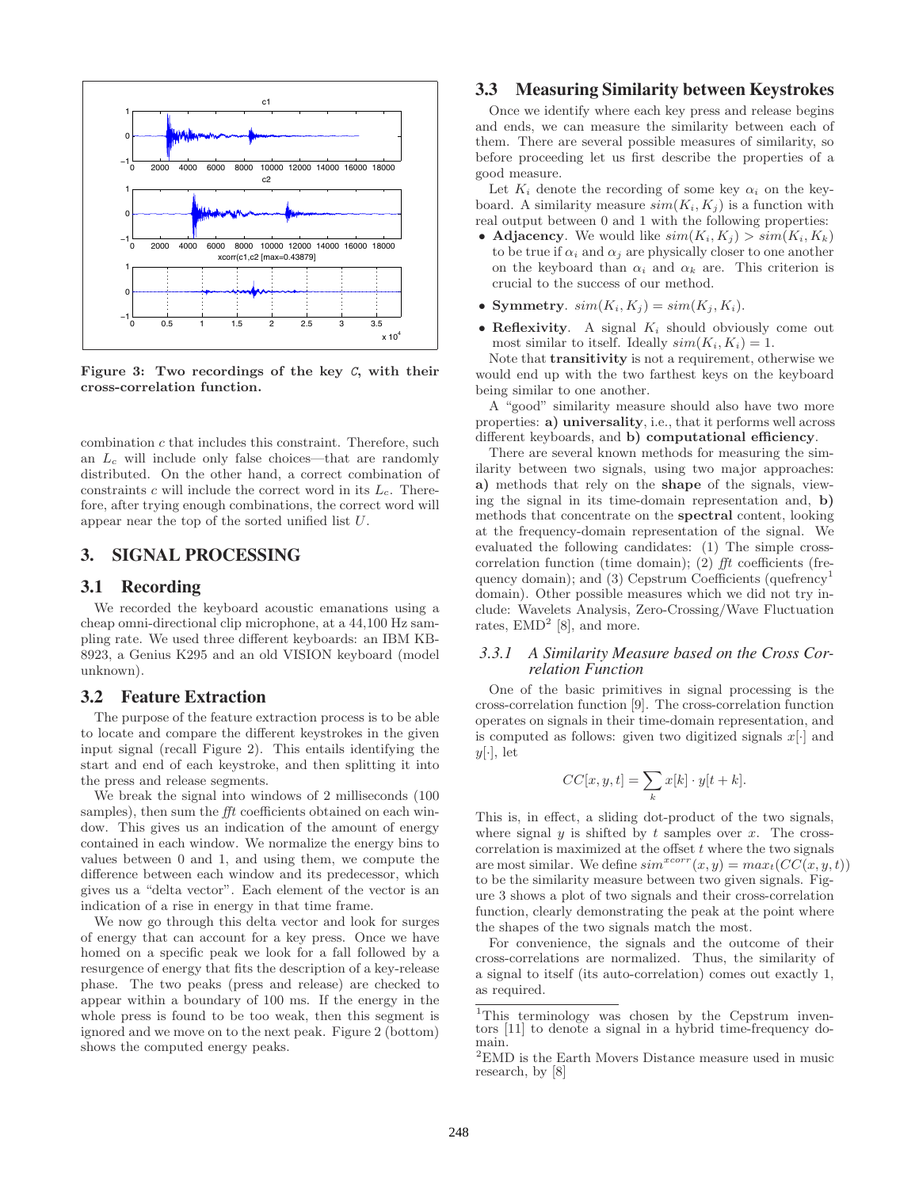Figure 3: Two recordings of the key *C*, with their cross-correlation function.

combination $c$ that includes this constraint. Therefore, such an $L_c$ will include only false choices—that are randomly distributed. On the other hand, a correct combination of constraints $c$ will include the correct word in its $L_c$. Therefore, after trying enough combinations, the correct word will appear near the top of the sorted unified list $U$.

## 3. SIGNAL PROCESSING

### 3.1 Recording

We recorded the keyboard acoustic emanations using a cheap omni-directional clip microphone, at a 44,100 Hz sampling rate. We used three different keyboards: an IBM KB-8923, a Genius K295 and an old VISION keyboard (model unknown).

### 3.2 Feature Extraction

The purpose of the feature extraction process is to be able to locate and compare the different keystrokes in the given input signal (recall Figure 2). This entails identifying the start and end of each keystroke, and then splitting it into the press and release segments.

We break the signal into windows of 2 milliseconds (100 samples), then sum the *fft* coefficients obtained on each window. This gives us an indication of the amount of energy contained in each window. We normalize the energy bins to values between 0 and 1, and using them, we compute the difference between each window and its predecessor, which gives us a "delta vector". Each element of the vector is an indication of a rise in energy in that time frame.

We now go through this delta vector and look for surges of energy that can account for a key press. Once we have homed on a specific peak we look for a fall followed by a resurgence of energy that fits the description of a key-release phase. The two peaks (press and release) are checked to appear within a boundary of 100 ms. If the energy in the whole press is found to be too weak, then this segment is ignored and we move on to the next peak. Figure 2 (bottom) shows the computed energy peaks.

### 3.3 Measuring Similarity between Keystrokes

Once we identify where each key press and release begins and ends, we can measure the similarity between each of them. There are several possible measures of similarity, so before proceeding let us first describe the properties of a good measure.

Let $K_i$ denote the recording of some key $\alpha_i$ on the keyboard. A similarity measure $sim(K_i, K_j)$ is a function with real output between 0 and 1 with the following properties:

- **Adjacency**. We would like $sim(K_i, K_j) > sim(K_i, K_k)$ to be true if $\alpha_i$ and $\alpha_j$ are physically closer to one another on the keyboard than $\alpha_i$ and $\alpha_k$ are. This criterion is crucial to the success of our method.
- **Symmetry**. $sim(K_i, K_j) = sim(K_j, K_i)$.
- **Reflexivity**. A signal $K_i$ should obviously come out most similar to itself. Ideally $sim(K_i, K_i) = 1$.

Note that **transitivity** is not a requirement, otherwise we would end up with the two farthest keys on the keyboard being similar to one another.

A "good" similarity measure should also have two more properties: **a) universality**, i.e., that it performs well across different keyboards, and **b) computational efficiency**.

There are several known methods for measuring the similarity between two signals, using two major approaches: **a)** methods that rely on the **shape** of the signals, viewing the signal in its time-domain representation and, **b)** methods that concentrate on the **spectral** content, looking at the frequency-domain representation of the signal. We evaluated the following candidates: (1) The simple cross-correlation function (time domain); (2) *fft* coefficients (frequency domain); and (3) Cepstrum Coefficients (quefrency[1] domain). Other possible measures which we did not try include: Wavelets Analysis, Zero-Crossing/Wave Fluctuation rates, EMD[2] [8], and more.

#### 3.3.1 A Similarity Measure based on the Cross Correlation Function

One of the basic primitives in signal processing is the cross-correlation function [9]. The cross-correlation function operates on signals in their time-domain representation, and is computed as follows: given two digitized signals $x[\cdot]$ and $y[\cdot]$, let

$$CC[x, y, t] = \sum_k x[k] \cdot y[t + k].$$

This is, in effect, a sliding dot-product of the two signals, where signal $y$ is shifted by $t$ samples over $x$. The cross-correlation is maximized at the offset $t$ where the two signals are most similar. We define $sim^{xcorr}(x, y) = max_t(CC(x, y, t))$ to be the similarity measure between two given signals. Figure 3 shows a plot of two signals and their cross-correlation function, clearly demonstrating the peak at the point where the shapes of the two signals match the most.

For convenience, the signals and the outcome of their cross-correlations are normalized. Thus, the similarity of a signal to itself (its auto-correlation) comes out exactly 1, as required.

[1] This terminology was chosen by the Cepstrum inventors [11] to denote a signal in a hybrid time-frequency domain.

[2] EMD is the Earth Movers Distance measure used in music research, by [8]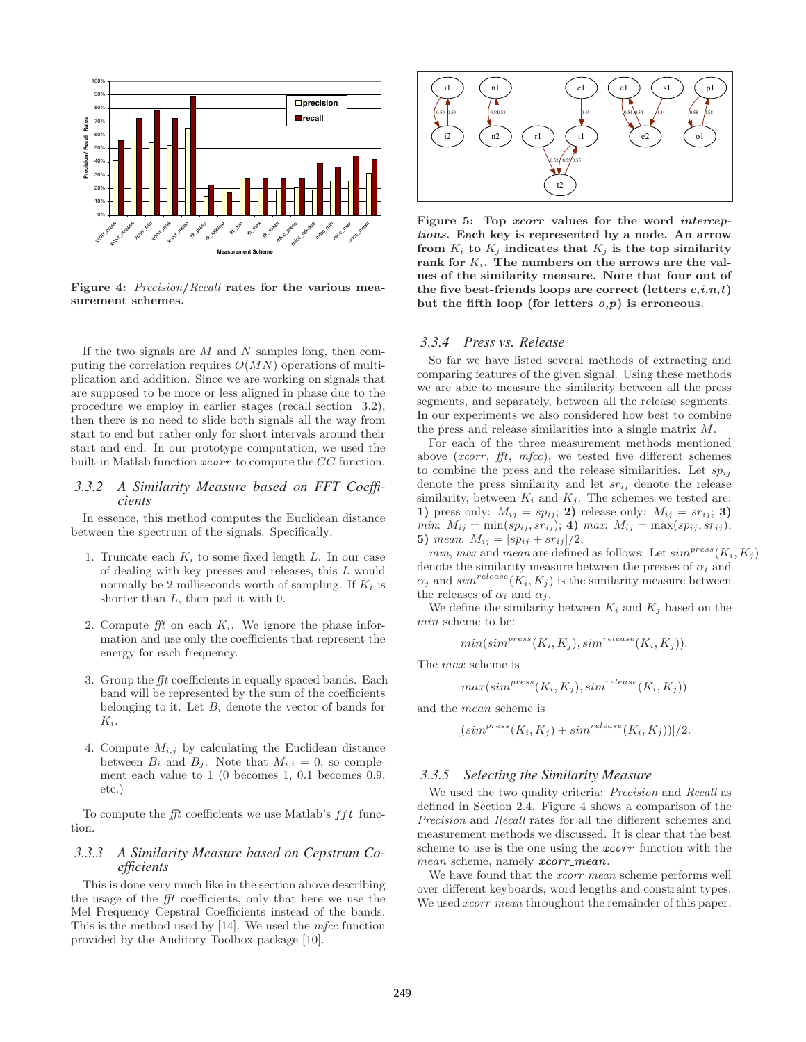**Figure 4:** *Precision*/*Recall* **rates for the various measurement schemes.**

If the two signals are $M$ and $N$ samples long, then computing the correlation requires $O(MN)$ operations of multiplication and addition. Since we are working on signals that are supposed to be more or less aligned in phase due to the procedure we employ in earlier stages (recall section 3.2), then there is no need to slide both signals all the way from start to end but rather only for short intervals around their start and end. In our prototype computation, we used the built-in Matlab function `xcorr` to compute the $CC$ function.

### 3.3.2 A Similarity Measure based on FFT Coefficients

In essence, this method computes the Euclidean distance between the spectrum of the signals. Specifically:

1. Truncate each $K_i$ to some fixed length $L$. In our case of dealing with key presses and releases, this $L$ would normally be 2 milliseconds worth of sampling. If $K_i$ is shorter than $L$, then pad it with 0.
2. Compute *fft* on each $K_i$. We ignore the phase information and use only the coefficients that represent the energy for each frequency.
3. Group the *fft* coefficients in equally spaced bands. Each band will be represented by the sum of the coefficients belonging to it. Let $B_i$ denote the vector of bands for $K_i$.
4. Compute $M_{i,j}$ by calculating the Euclidean distance between $B_i$ and $B_j$. Note that $M_{i,i} = 0$, so complement each value to 1 (0 becomes 1, 0.1 becomes 0.9, etc.)

To compute the *fft* coefficients we use Matlab's `fft` function.

### 3.3.3 A Similarity Measure based on Cepstrum Coefficients

This is done very much like in the section above describing the usage of the *fft* coefficients, only that here we use the Mel Frequency Cepstral Coefficients instead of the bands. This is the method used by [14]. We used the *mfcc* function provided by the Auditory Toolbox package [10].

**Figure 5: Top *xcorr* values for the word *interceptions*. Each key is represented by a node. An arrow from $K_i$ to $K_j$ indicates that $K_j$ is the top similarity rank for $K_i$. The numbers on the arrows are the values of the similarity measure. Note that four out of the five best-friends loops are correct (letters *e,i,n,t*) but the fifth loop (for letters *o,p*) is erroneous.**

### 3.3.4 Press vs. Release

So far we have listed several methods of extracting and comparing features of the given signal. Using these methods we are able to measure the similarity between all the press segments, and separately, between all the release segments. In our experiments we also considered how best to combine the press and release similarities into a single matrix $M$.

For each of the three measurement methods mentioned above (*xcorr*, *fft*, *mfcc*), we tested five different schemes to combine the press and the release similarities. Let $sp_{ij}$ denote the press similarity and let $sr_{ij}$ denote the release similarity, between $K_i$ and $K_j$. The schemes we tested are: **1)** press only: $M_{ij} = sp_{ij}$; **2)** release only: $M_{ij} = sr_{ij}$; **3)** *min*: $M_{ij} = \min(sp_{ij}, sr_{ij})$; **4)** *max*: $M_{ij} = \max(sp_{ij}, sr_{ij})$; **5)** *mean*: $M_{ij} = [sp_{ij} + sr_{ij}]/2$;

*min*, *max* and *mean* are defined as follows: Let $sim^{press}(K_i, K_j)$ denote the similarity measure between the presses of $\alpha_i$ and $\alpha_j$ and $sim^{release}(K_i, K_j)$ is the similarity measure between the releases of $\alpha_i$ and $\alpha_j$.

We define the similarity between $K_i$ and $K_j$ based on the *min* scheme to be:

$$min(sim^{press}(K_i, K_j), sim^{release}(K_i, K_j)).$$

The *max* scheme is

$$max(sim^{press}(K_i, K_j), sim^{release}(K_i, K_j))$$

and the *mean* scheme is

$$[(sim^{press}(K_i, K_j) + sim^{release}(K_i, K_j))]/2.$$

### 3.3.5 Selecting the Similarity Measure

We used the two quality criteria: *Precision* and *Recall* as defined in Section 2.4. Figure 4 shows a comparison of the *Precision* and *Recall* rates for all the different schemes and measurement methods we discussed. It is clear that the best scheme to use is the one using the `xcorr` function with the *mean* scheme, namely ***xcorr_mean***.

We have found that the *xcorr_mean* scheme performs well over different keyboards, word lengths and constraint types. We used *xcorr_mean* throughout the remainder of this paper.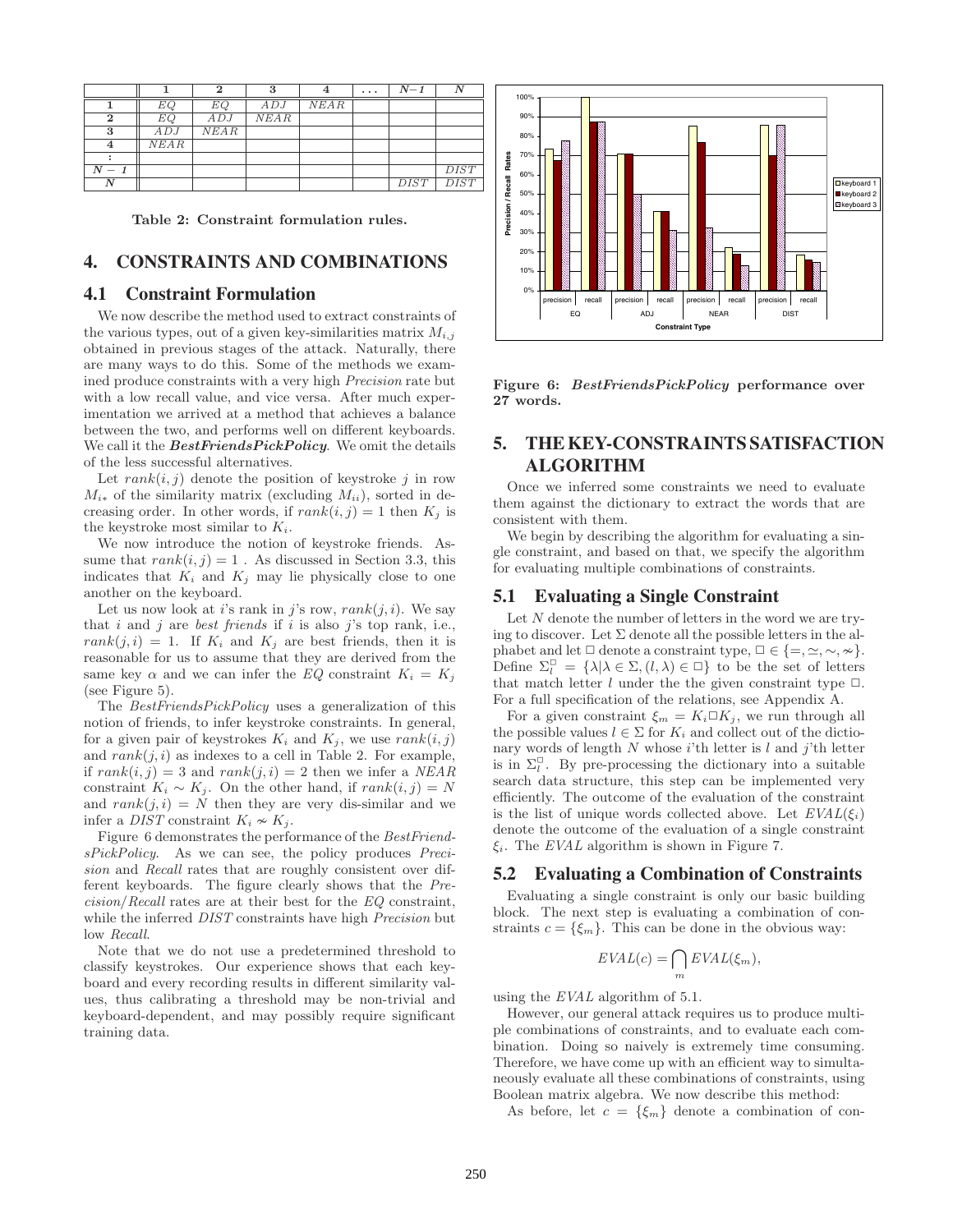|  | **1** | **2** | **3** | **4** | **...** | ***N−1*** | ***N*** |
|---|---|---|---|---|---|---|---|
| **1** | *EQ* | *EQ* | *ADJ* | *NEAR* |  |  |  |
| **2** | *EQ* | *ADJ* | *NEAR* |  |  |  |  |
| **3** | *ADJ* | *NEAR* |  |  |  |  |  |
| **4** | *NEAR* |  |  |  |  |  |  |
| **:** |  |  |  |  |  |  |  |
| ***N − 1*** |  |  |  |  |  |  | *DIST* |
| ***N*** |  |  |  |  |  | *DIST* | *DIST* |

**Table 2: Constraint formulation rules.**

# 4. CONSTRAINTS AND COMBINATIONS

## 4.1 Constraint Formulation

We now describe the method used to extract constraints of the various types, out of a given key-similarities matrix $M_{i,j}$ obtained in previous stages of the attack. Naturally, there are many ways to do this. Some of the methods we examined produce constraints with a very high *Precision* rate but with a low recall value, and vice versa. After much experimentation we arrived at a method that achieves a balance between the two, and performs well on different keyboards. We call it the ***BestFriendsPickPolicy***. We omit the details of the less successful alternatives.

Let $rank(i, j)$ denote the position of keystroke $j$ in row $M_{i*}$ of the similarity matrix (excluding $M_{ii}$), sorted in decreasing order. In other words, if $rank(i, j) = 1$ then $K_j$ is the keystroke most similar to $K_i$.

We now introduce the notion of keystroke friends. Assume that $rank(i, j) = 1$ . As discussed in Section 3.3, this indicates that $K_i$ and $K_j$ may lie physically close to one another on the keyboard.

Let us now look at $i$'s rank in $j$'s row, $rank(j, i)$. We say that $i$ and $j$ are *best friends* if $i$ is also $j$'s top rank, i.e., $rank(j, i) = 1$. If $K_i$ and $K_j$ are best friends, then it is reasonable for us to assume that they are derived from the same key $\alpha$ and we can infer the $EQ$ constraint $K_i = K_j$ (see Figure 5).

The *BestFriendsPickPolicy* uses a generalization of this notion of friends, to infer keystroke constraints. In general, for a given pair of keystrokes $K_i$ and $K_j$, we use $rank(i, j)$ and $rank(j, i)$ as indexes to a cell in Table 2. For example, if $rank(i, j) = 3$ and $rank(j, i) = 2$ then we infer a $NEAR$ constraint $K_i \sim K_j$. On the other hand, if $rank(i, j) = N$ and $rank(j, i) = N$ then they are very dis-similar and we infer a $DIST$ constraint $K_i \nsim K_j$.

Figure 6 demonstrates the performance of the *BestFriendsPickPolicy*. As we can see, the policy produces *Precision* and *Recall* rates that are roughly consistent over different keyboards. The figure clearly shows that the *Precision*/*Recall* rates are at their best for the $EQ$ constraint, while the inferred $DIST$ constraints have high *Precision* but low *Recall*.

Note that we do not use a predetermined threshold to classify keystrokes. Our experience shows that each keyboard and every recording results in different similarity values, thus calibrating a threshold may be non-trivial and keyboard-dependent, and may possibly require significant training data.

**Figure 6: *BestFriendsPickPolicy* performance over 27 words.**

# 5. THE KEY-CONSTRAINTS SATISFACTION ALGORITHM

Once we inferred some constraints we need to evaluate them against the dictionary to extract the words that are consistent with them.

We begin by describing the algorithm for evaluating a single constraint, and based on that, we specify the algorithm for evaluating multiple combinations of constraints.

## 5.1 Evaluating a Single Constraint

Let $N$ denote the number of letters in the word we are trying to discover. Let $\Sigma$ denote all the possible letters in the alphabet and let $\square$ denote a constraint type, $\square \in \{=, \simeq, \sim, \nsim\}$. Define $\Sigma_l^\square = \{\lambda | \lambda \in \Sigma, (l, \lambda) \in \square\}$ to be the set of letters that match letter $l$ under the the given constraint type $\square$. For a full specification of the relations, see Appendix A.

For a given constraint $\xi_m = K_i \square K_j$, we run through all the possible values $l \in \Sigma$ for $K_i$ and collect out of the dictionary words of length $N$ whose $i$'th letter is $l$ and $j$'th letter is in $\Sigma_l^\square$. By pre-processing the dictionary into a suitable search data structure, this step can be implemented very efficiently. The outcome of the evaluation of the constraint is the list of unique words collected above. Let $EVAL(\xi_i)$ denote the outcome of the evaluation of a single constraint $\xi_i$. The $EVAL$ algorithm is shown in Figure 7.

## 5.2 Evaluating a Combination of Constraints

Evaluating a single constraint is only our basic building block. The next step is evaluating a combination of constraints $c = \{\xi_m\}$. This can be done in the obvious way:

$$EVAL(c) = \bigcap_m EVAL(\xi_m),$$

using the $EVAL$ algorithm of 5.1.

However, our general attack requires us to produce multiple combinations of constraints, and to evaluate each combination. Doing so naively is extremely time consuming. Therefore, we have come up with an efficient way to simultaneously evaluate all these combinations of constraints, using Boolean matrix algebra. We now describe this method:

As before, let $c = \{\xi_m\}$ denote a combination of con-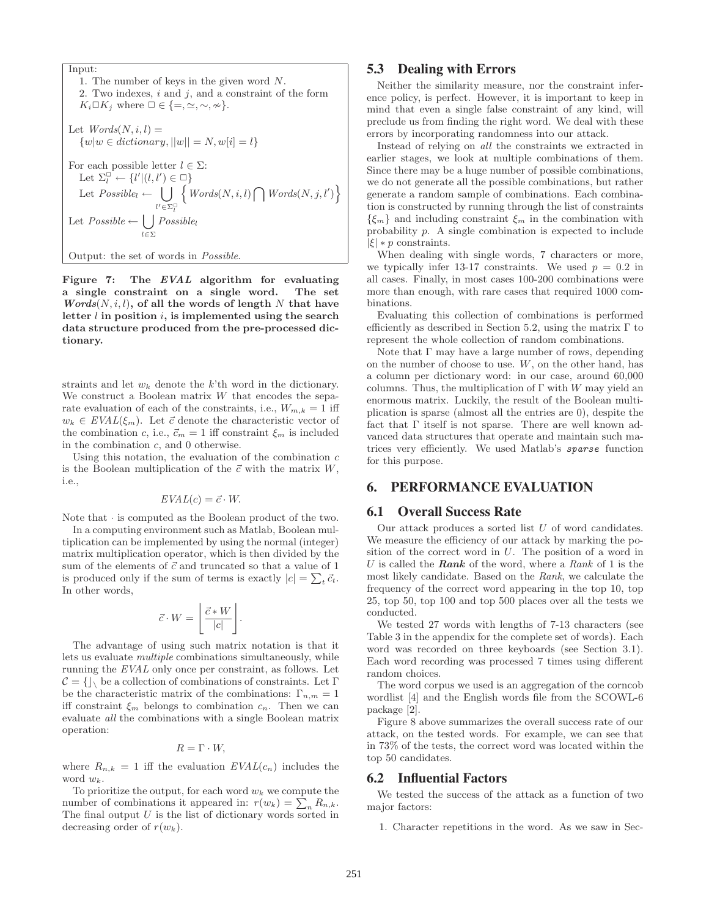Input:
1. The number of keys in the given word $N$.
2. Two indexes, $i$ and $j$, and a constraint of the form $K_i \Box K_j$ where $\Box \in \{=, \simeq, \sim, \nsim\}$.

Let $Words(N, i, l) =$
$\{w | w \in dictionary, ||w|| = N, w[i] = l\}$

For each possible letter $l \in \Sigma$:
Let $\Sigma_l^{\Box} \leftarrow \{l' | (l, l') \in \Box\}$
Let $Possible_l \leftarrow \bigcup_{l' \in \Sigma_l^{\Box}} \left\{ Words(N, i, l) \bigcap Words(N, j, l') \right\}$
Let $Possible \leftarrow \bigcup_{l \in \Sigma} Possible_l$

Output: the set of words in $Possible$.

**Figure 7: The *EVAL* algorithm for evaluating a single constraint on a single word. The set *Words*$(N, i, l)$, of all the words of length $N$ that have letter $l$ in position $i$, is implemented using the search data structure produced from the pre-processed dictionary.**

straints and let $w_k$ denote the $k$'th word in the dictionary. We construct a Boolean matrix $W$ that encodes the separate evaluation of each of the constraints, i.e., $W_{m,k} = 1$ iff $w_k \in EVAL(\xi_m)$. Let $\vec{c}$ denote the characteristic vector of the combination $c$, i.e., $\vec{c}_m = 1$ iff constraint $\xi_m$ is included in the combination $c$, and 0 otherwise.

Using this notation, the evaluation of the combination $c$ is the Boolean multiplication of the $\vec{c}$ with the matrix $W$, i.e.,

$$EVAL(c) = \vec{c} \cdot W.$$

Note that $\cdot$ is computed as the Boolean product of the two.

In a computing environment such as Matlab, Boolean multiplication can be implemented by using the normal (integer) matrix multiplication operator, which is then divided by the sum of the elements of $\vec{c}$ and truncated so that a value of 1 is produced only if the sum of terms is exactly $|c| = \sum_t \vec{c}_t$. In other words,

$$\vec{c} \cdot W = \left\lfloor \frac{\vec{c} * W}{|c|} \right\rfloor.$$

The advantage of using such matrix notation is that it lets us evaluate *multiple* combinations simultaneously, while running the *EVAL* only once per constraint, as follows. Let $\mathcal{C} = \{\rfloor_\backslash$ be a collection of combinations of constraints. Let $\Gamma$ be the characteristic matrix of the combinations: $\Gamma_{n,m} = 1$ iff constraint $\xi_m$ belongs to combination $c_n$. Then we can evaluate *all* the combinations with a single Boolean matrix operation:

$$R = \Gamma \cdot W,$$

where $R_{n,k} = 1$ iff the evaluation $EVAL(c_n)$ includes the word $w_k$.

To prioritize the output, for each word $w_k$ we compute the number of combinations it appeared in: $r(w_k) = \sum_n R_{n,k}$. The final output $U$ is the list of dictionary words sorted in decreasing order of $r(w_k)$.

## 5.3 Dealing with Errors

Neither the similarity measure, nor the constraint inference policy, is perfect. However, it is important to keep in mind that even a single false constraint of any kind, will preclude us from finding the right word. We deal with these errors by incorporating randomness into our attack.

Instead of relying on *all* the constraints we extracted in earlier stages, we look at multiple combinations of them. Since there may be a huge number of possible combinations, we do not generate all the possible combinations, but rather generate a random sample of combinations. Each combination is constructed by running through the list of constraints $\{\xi_m\}$ and including constraint $\xi_m$ in the combination with probability $p$. A single combination is expected to include $|\xi| * p$ constraints.

When dealing with single words, 7 characters or more, we typically infer 13-17 constraints. We used $p = 0.2$ in all cases. Finally, in most cases 100-200 combinations were more than enough, with rare cases that required 1000 combinations.

Evaluating this collection of combinations is performed efficiently as described in Section 5.2, using the matrix $\Gamma$ to represent the whole collection of random combinations.

Note that $\Gamma$ may have a large number of rows, depending on the number of choose to use. $W$, on the other hand, has a column per dictionary word: in our case, around 60,000 columns. Thus, the multiplication of $\Gamma$ with $W$ may yield an enormous matrix. Luckily, the result of the Boolean multiplication is sparse (almost all the entries are 0), despite the fact that $\Gamma$ itself is not sparse. There are well known advanced data structures that operate and maintain such matrices very efficiently. We used Matlab's ***sparse*** function for this purpose.

# 6. PERFORMANCE EVALUATION

## 6.1 Overall Success Rate

Our attack produces a sorted list $U$ of word candidates. We measure the efficiency of our attack by marking the position of the correct word in $U$. The position of a word in $U$ is called the ***Rank*** of the word, where a *Rank* of 1 is the most likely candidate. Based on the *Rank*, we calculate the frequency of the correct word appearing in the top 10, top 25, top 50, top 100 and top 500 places over all the tests we conducted.

We tested 27 words with lengths of 7-13 characters (see Table 3 in the appendix for the complete set of words). Each word was recorded on three keyboards (see Section 3.1). Each word recording was processed 7 times using different random choices.

The word corpus we used is an aggregation of the corncob wordlist [4] and the English words file from the SCOWL-6 package [2].

Figure 8 above summarizes the overall success rate of our attack, on the tested words. For example, we can see that in 73% of the tests, the correct word was located within the top 50 candidates.

## 6.2 Influential Factors

We tested the success of the attack as a function of two major factors:

1. Character repetitions in the word. As we saw in Sec-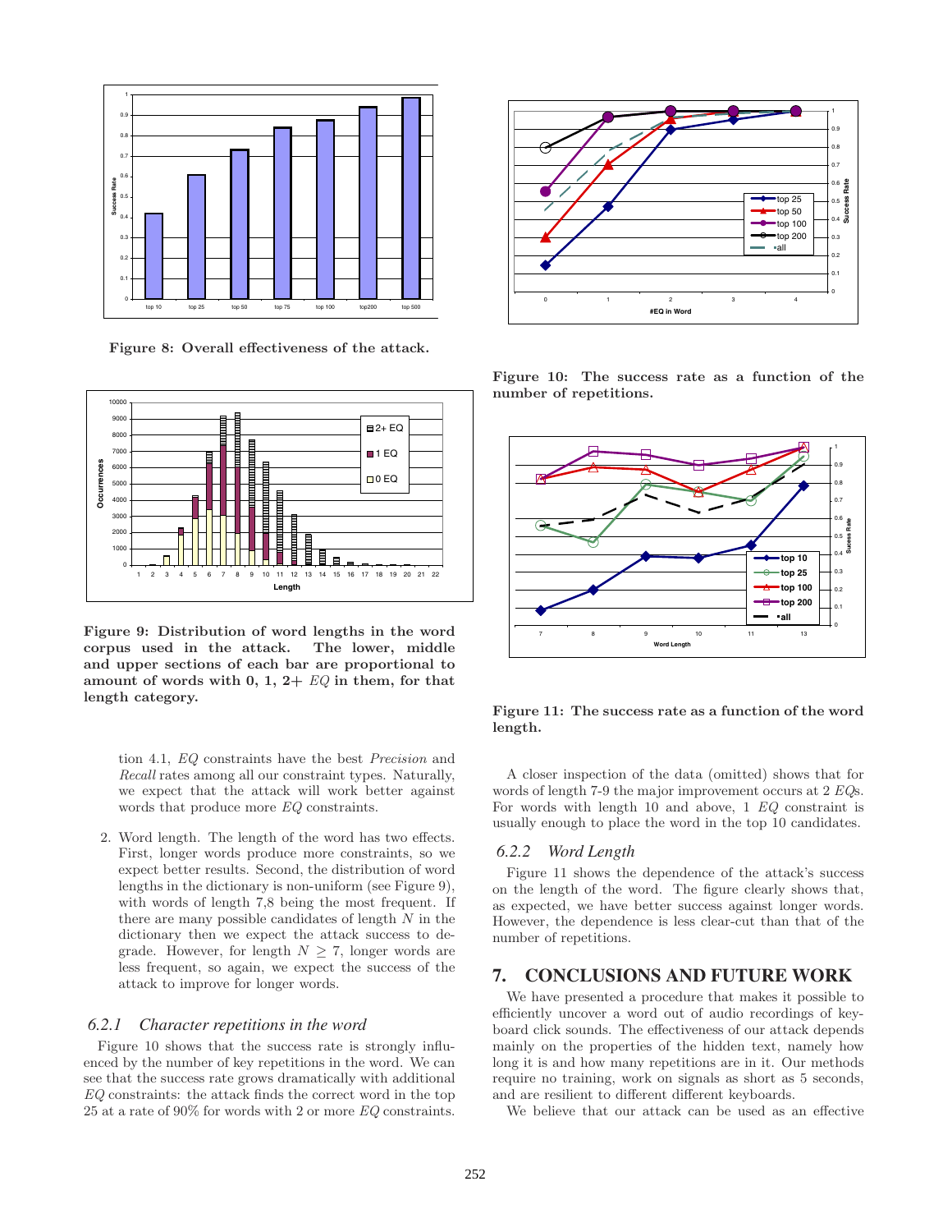Figure 8: Overall effectiveness of the attack.

Figure 9: Distribution of word lengths in the word corpus used in the attack. The lower, middle and upper sections of each bar are proportional to amount of words with 0, 1, 2+ *EQ* in them, for that length category.

tion 4.1, *EQ* constraints have the best *Precision* and *Recall* rates among all our constraint types. Naturally, we expect that the attack will work better against words that produce more *EQ* constraints.

2. Word length. The length of the word has two effects. First, longer words produce more constraints, so we expect better results. Second, the distribution of word lengths in the dictionary is non-uniform (see Figure 9), with words of length 7,8 being the most frequent. If there are many possible candidates of length $N$ in the dictionary then we expect the attack success to degrade. However, for length $N \geq 7$, longer words are less frequent, so again, we expect the success of the attack to improve for longer words.

### 6.2.1 *Character repetitions in the word*

Figure 10 shows that the success rate is strongly influenced by the number of key repetitions in the word. We can see that the success rate grows dramatically with additional *EQ* constraints: the attack finds the correct word in the top 25 at a rate of 90% for words with 2 or more *EQ* constraints.

Figure 10: The success rate as a function of the number of repetitions.

Figure 11: The success rate as a function of the word length.

A closer inspection of the data (omitted) shows that for words of length 7-9 the major improvement occurs at 2 *EQ*s. For words with length 10 and above, 1 *EQ* constraint is usually enough to place the word in the top 10 candidates.

### 6.2.2 *Word Length*

Figure 11 shows the dependence of the attack's success on the length of the word. The figure clearly shows that, as expected, we have better success against longer words. However, the dependence is less clear-cut than that of the number of repetitions.

## 7. CONCLUSIONS AND FUTURE WORK

We have presented a procedure that makes it possible to efficiently uncover a word out of audio recordings of keyboard click sounds. The effectiveness of our attack depends mainly on the properties of the hidden text, namely how long it is and how many repetitions are in it. Our methods require no training, work on signals as short as 5 seconds, and are resilient to different different keyboards.

We believe that our attack can be used as an effective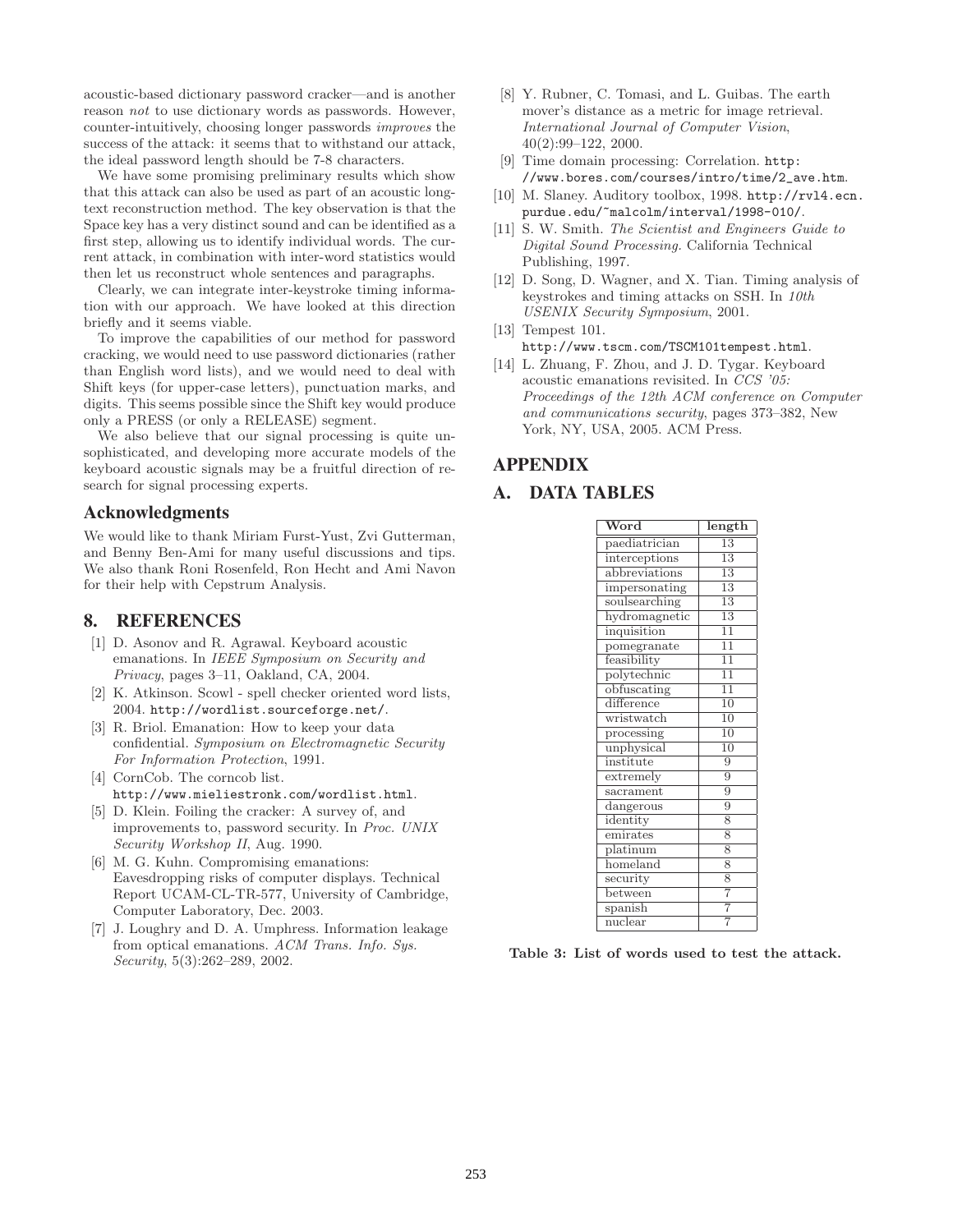acoustic-based dictionary password cracker—and is another reason *not* to use dictionary words as passwords. However, counter-intuitively, choosing longer passwords *improves* the success of the attack: it seems that to withstand our attack, the ideal password length should be 7-8 characters.

We have some promising preliminary results which show that this attack can also be used as part of an acoustic long-text reconstruction method. The key observation is that the Space key has a very distinct sound and can be identified as a first step, allowing us to identify individual words. The current attack, in combination with inter-word statistics would then let us reconstruct whole sentences and paragraphs.

Clearly, we can integrate inter-keystroke timing information with our approach. We have looked at this direction briefly and it seems viable.

To improve the capabilities of our method for password cracking, we would need to use password dictionaries (rather than English word lists), and we would need to deal with Shift keys (for upper-case letters), punctuation marks, and digits. This seems possible since the Shift key would produce only a PRESS (or only a RELEASE) segment.

We also believe that our signal processing is quite unsophisticated, and developing more accurate models of the keyboard acoustic signals may be a fruitful direction of research for signal processing experts.

## Acknowledgments

We would like to thank Miriam Furst-Yust, Zvi Gutterman, and Benny Ben-Ami for many useful discussions and tips. We also thank Roni Rosenfeld, Ron Hecht and Ami Navon for their help with Cepstrum Analysis.

# 8. REFERENCES

[1] D. Asonov and R. Agrawal. Keyboard acoustic emanations. In *IEEE Symposium on Security and Privacy*, pages 3–11, Oakland, CA, 2004.

[2] K. Atkinson. Scowl - spell checker oriented word lists, 2004. http://wordlist.sourceforge.net/.

[3] R. Briol. Emanation: How to keep your data confidential. *Symposium on Electromagnetic Security For Information Protection*, 1991.

[4] CornCob. The corncob list. http://www.mieliestronk.com/wordlist.html.

[5] D. Klein. Foiling the cracker: A survey of, and improvements to, password security. In *Proc. UNIX Security Workshop II*, Aug. 1990.

[6] M. G. Kuhn. Compromising emanations: Eavesdropping risks of computer displays. Technical Report UCAM-CL-TR-577, University of Cambridge, Computer Laboratory, Dec. 2003.

[7] J. Loughry and D. A. Umphress. Information leakage from optical emanations. *ACM Trans. Info. Sys. Security*, 5(3):262–289, 2002.

[8] Y. Rubner, C. Tomasi, and L. Guibas. The earth mover's distance as a metric for image retrieval. *International Journal of Computer Vision*, 40(2):99–122, 2000.

[9] Time domain processing: Correlation. http://www.bores.com/courses/intro/time/2_ave.htm.

[10] M. Slaney. Auditory toolbox, 1998. http://rvl4.ecn.purdue.edu/~malcolm/interval/1998-010/.

[11] S. W. Smith. *The Scientist and Engineers Guide to Digital Sound Processing.* California Technical Publishing, 1997.

[12] D. Song, D. Wagner, and X. Tian. Timing analysis of keystrokes and timing attacks on SSH. In *10th USENIX Security Symposium*, 2001.

[13] Tempest 101. http://www.tscm.com/TSCM101tempest.html.

[14] L. Zhuang, F. Zhou, and J. D. Tygar. Keyboard acoustic emanations revisited. In *CCS '05: Proceedings of the 12th ACM conference on Computer and communications security*, pages 373–382, New York, NY, USA, 2005. ACM Press.

# APPENDIX

# A. DATA TABLES

| Word | length |
|---|---|
| paediatrician | 13 |
| interceptions | 13 |
| abbreviations | 13 |
| impersonating | 13 |
| soulsearching | 13 |
| hydromagnetic | 13 |
| inquisition | 11 |
| pomegranate | 11 |
| feasibility | 11 |
| polytechnic | 11 |
| obfuscating | 11 |
| difference | 10 |
| wristwatch | 10 |
| processing | 10 |
| unphysical | 10 |
| institute | 9 |
| extremely | 9 |
| sacrament | 9 |
| dangerous | 9 |
| identity | 8 |
| emirates | 8 |
| platinum | 8 |
| homeland | 8 |
| security | 8 |
| between | 7 |
| spanish | 7 |
| nuclear | 7 |

**Table 3: List of words used to test the attack.**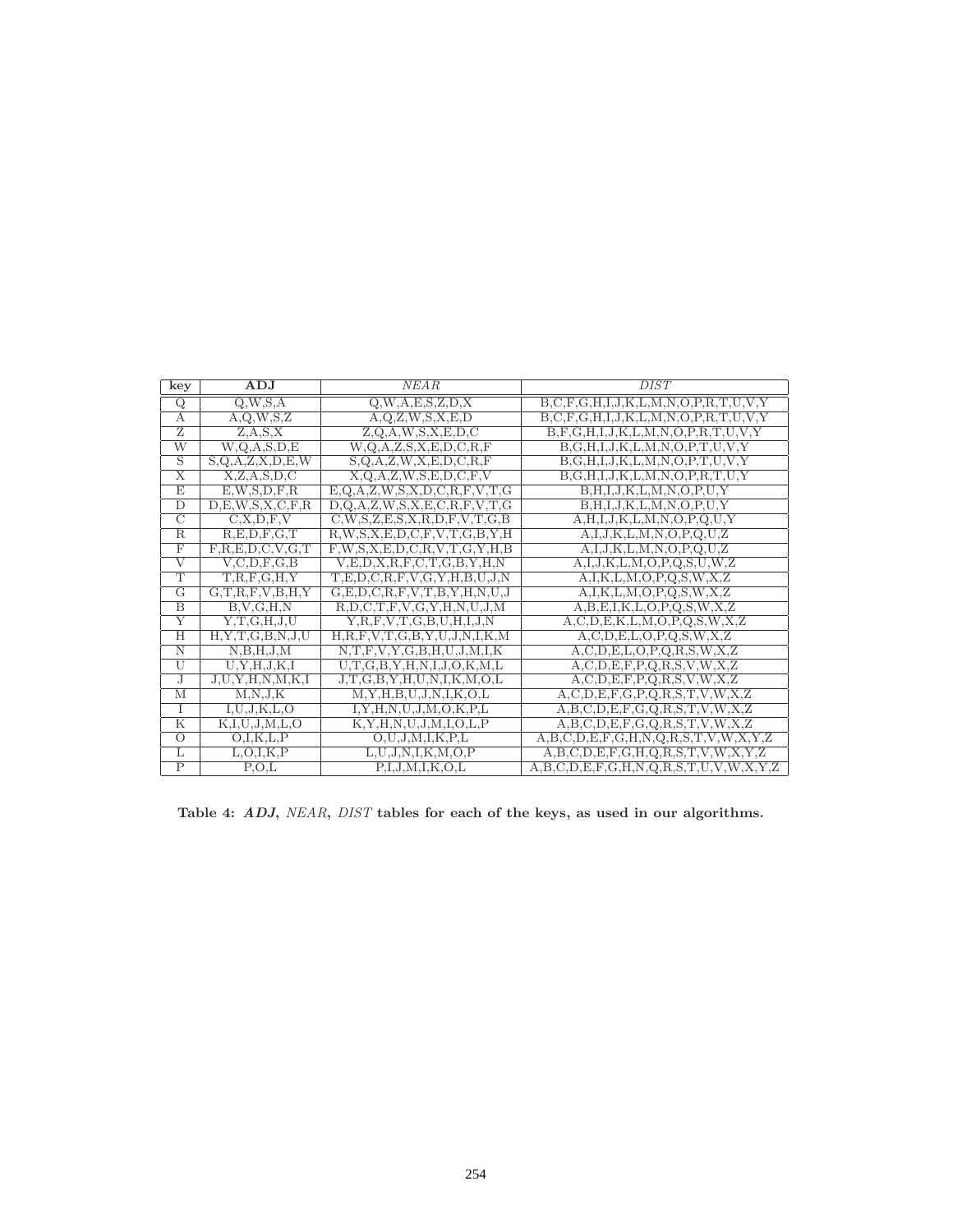| **key** | **ADJ** | *NEAR* | *DIST* |
|---|---|---|---|
| Q | Q,W,S,A | Q,W,A,E,S,Z,D,X | B,C,F,G,H,I,J,K,L,M,N,O,P,R,T,U,V,Y |
| A | A,Q,W,S,Z | A,Q,Z,W,S,X,E,D | B,C,F,G,H,I,J,K,L,M,N,O,P,R,T,U,V,Y |
| Z | Z,A,S,X | Z,Q,A,W,S,X,E,D,C | B,F,G,H,I,J,K,L,M,N,O,P,R,T,U,V,Y |
| W | W,Q,A,S,D,E | W,Q,A,Z,S,X,E,D,C,R,F | B,G,H,I,J,K,L,M,N,O,P,T,U,V,Y |
| S | S,Q,A,Z,X,D,E,W | S,Q,A,Z,W,X,E,D,C,R,F | B,G,H,I,J,K,L,M,N,O,P,T,U,V,Y |
| X | X,Z,A,S,D,C | X,Q,A,Z,W,S,E,D,C,F,V | B,G,H,I,J,K,L,M,N,O,P,R,T,U,Y |
| E | E,W,S,D,F,R | E,Q,A,Z,W,S,X,D,C,R,F,V,T,G | B,H,I,J,K,L,M,N,O,P,U,Y |
| D | D,E,W,S,X,C,F,R | D,Q,A,Z,W,S,X,E,C,R,F,V,T,G | B,H,I,J,K,L,M,N,O,P,U,Y |
| C | C,X,D,F,V | C,W,S,Z,E,S,X,R,D,F,V,T,G,B | A,H,I,J,K,L,M,N,O,P,Q,U,Y |
| R | R,E,D,F,G,T | R,W,S,X,E,D,C,F,V,T,G,B,Y,H | A,I,J,K,L,M,N,O,P,Q,U,Z |
| F | F,R,E,D,C,V,G,T | F,W,S,X,E,D,C,R,V,T,G,Y,H,B | A,I,J,K,L,M,N,O,P,Q,U,Z |
| V | V,C,D,F,G,B | V,E,D,X,R,F,C,T,G,B,Y,H,N | A,I,J,K,L,M,O,P,Q,S,U,W,Z |
| T | T,R,F,G,H,Y | T,E,D,C,R,F,V,G,Y,H,B,U,J,N | A,I,K,L,M,O,P,Q,S,W,X,Z |
| G | G,T,R,F,V,B,H,Y | G,E,D,C,R,F,V,T,B,Y,H,N,U,J | A,I,K,L,M,O,P,Q,S,W,X,Z |
| B | B,V,G,H,N | R,D,C,T,F,V,G,Y,H,N,U,J,M | A,B,E,I,K,L,O,P,Q,S,W,X,Z |
| Y | Y,T,G,H,J,U | Y,R,F,V,T,G,B,U,H,I,J,N | A,C,D,E,K,L,M,O,P,Q,S,W,X,Z |
| H | H,Y,T,G,B,N,J,U | H,R,F,V,T,G,B,Y,U,J,N,I,K,M | A,C,D,E,L,O,P,Q,S,W,X,Z |
| N | N,B,H,J,M | N,T,F,V,Y,G,B,H,U,J,M,I,K | A,C,D,E,L,O,P,Q,R,S,W,X,Z |
| U | U,Y,H,J,K,I | U,T,G,B,Y,H,N,I,J,O,K,M,L | A,C,D,E,F,P,Q,R,S,V,W,X,Z |
| J | J,U,Y,H,N,M,K,I | J,T,G,B,Y,H,U,N,I,K,M,O,L | A,C,D,E,F,P,Q,R,S,V,W,X,Z |
| M | M,N,J,K | M,Y,H,B,U,J,N,I,K,O,L | A,C,D,E,F,G,P,Q,R,S,T,V,W,X,Z |
| I | I,U,J,K,L,O | I,Y,H,N,U,J,M,O,K,P,L | A,B,C,D,E,F,G,Q,R,S,T,V,W,X,Z |
| K | K,I,U,J,M,L,O | K,Y,H,N,U,J,M,I,O,L,P | A,B,C,D,E,F,G,Q,R,S,T,V,W,X,Z |
| O | O,I,K,L,P | O,U,J,M,I,K,P,L | A,B,C,D,E,F,G,H,N,Q,R,S,T,V,W,X,Y,Z |
| L | L,O,I,K,P | L,U,J,N,I,K,M,O,P | A,B,C,D,E,F,G,H,Q,R,S,T,V,W,X,Y,Z |
| P | P,O,L | P,I,J,M,I,K,O,L | A,B,C,D,E,F,G,H,N,Q,R,S,T,U,V,W,X,Y,Z |

**Table 4: *ADJ*, *NEAR*, *DIST* tables for each of the keys, as used in our algorithms.**